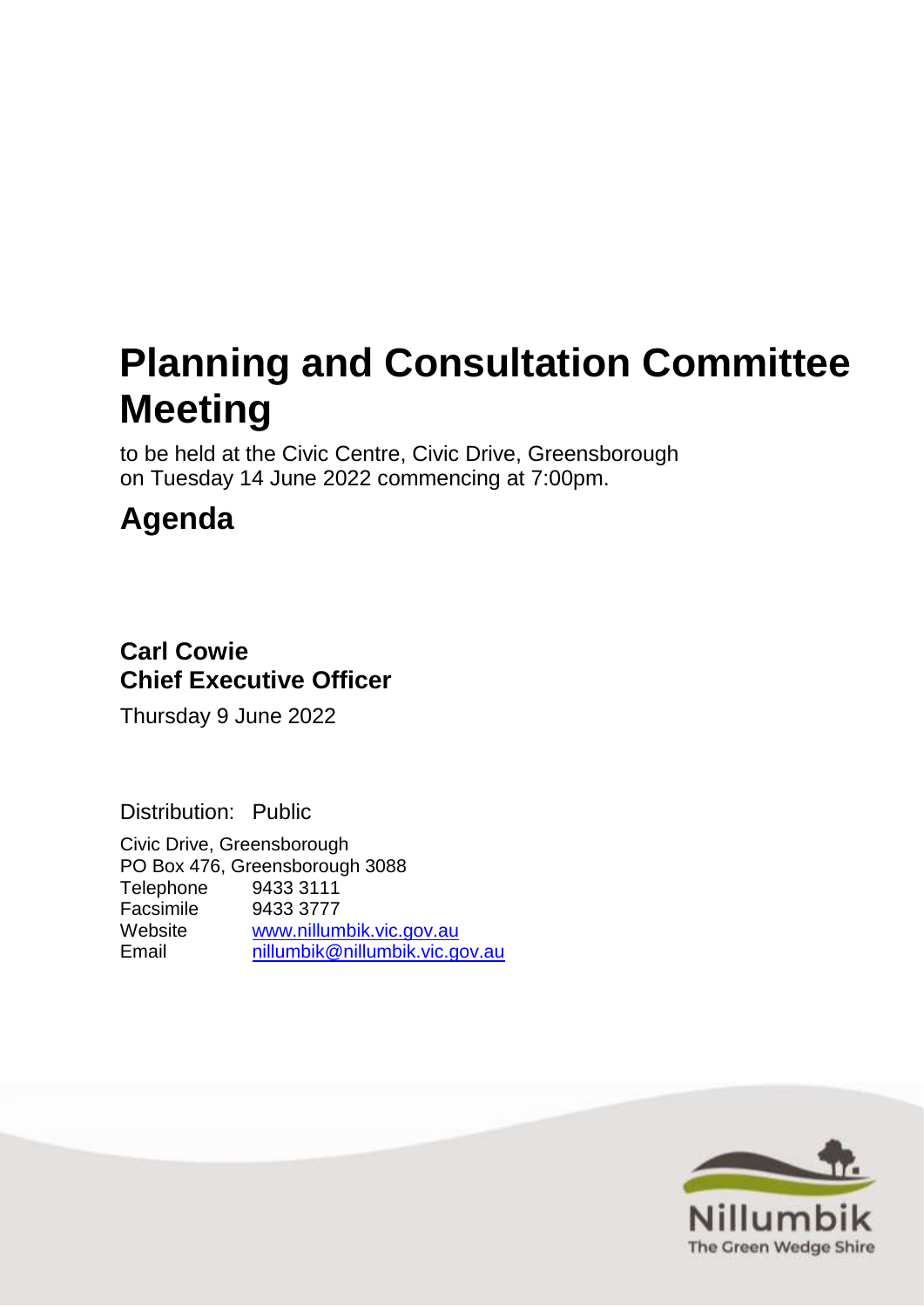# Planning and Consultation Committee Meeting

to be held at the Civic Centre, Civic Drive, Greensborough
on Tuesday 14 June 2022 commencing at 7:00pm.

## Agenda

**Carl Cowie**
**Chief Executive Officer**

Thursday 9 June 2022

Distribution: Public

Civic Drive, Greensborough
PO Box 476, Greensborough 3088

| | |
|---|---|
| Telephone | 9433 3111 |
| Facsimile | 9433 3777 |
| Website | www.nillumbik.vic.gov.au |
| Email | nillumbik@nillumbik.vic.gov.au |

Nillumbik
The Green Wedge Shire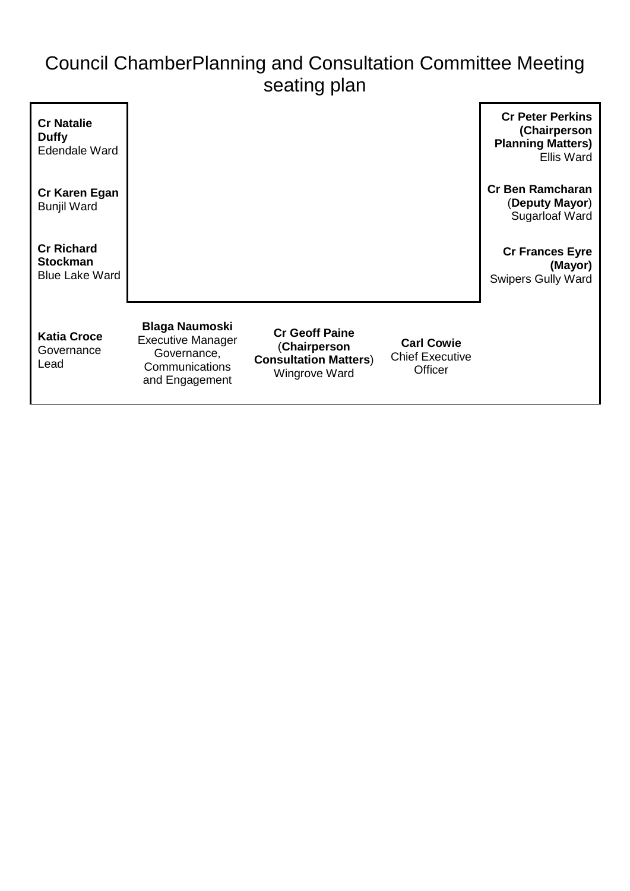# Council ChamberPlanning and Consultation Committee Meeting seating plan

**Cr Natalie Duffy**
Edendale Ward

**Cr Karen Egan**
Bunjil Ward

**Cr Richard Stockman**
Blue Lake Ward

**Cr Peter Perkins (Chairperson Planning Matters)**
Ellis Ward

**Cr Ben Ramcharan** (**Deputy Mayor**)
Sugarloaf Ward

**Cr Frances Eyre (Mayor)**
Swipers Gully Ward

**Katia Croce**
Governance Lead

**Blaga Naumoski**
Executive Manager Governance, Communications and Engagement

**Cr Geoff Paine** (**Chairperson Consultation Matters**)
Wingrove Ward

**Carl Cowie**
Chief Executive Officer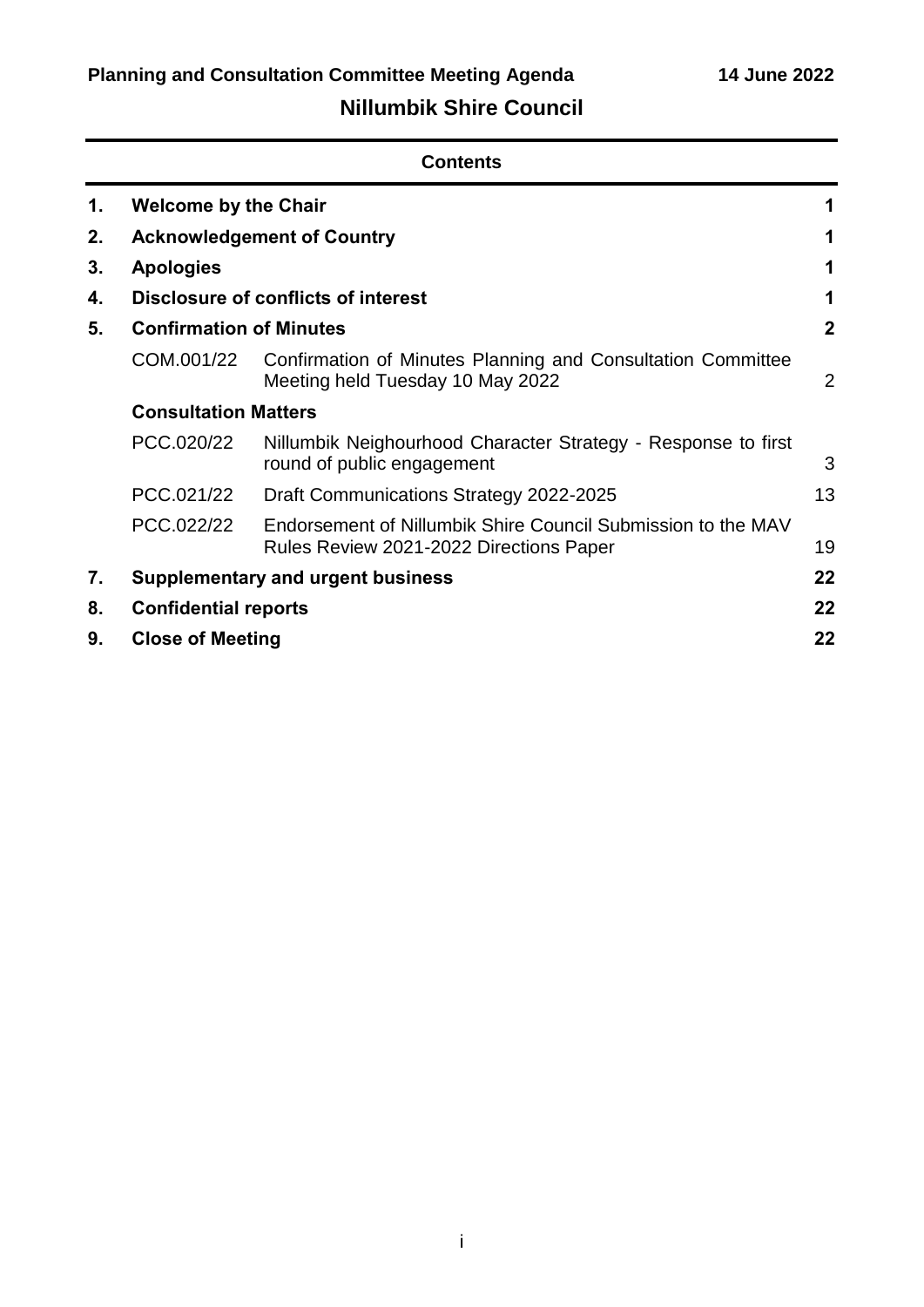**Planning and Consultation Committee Meeting Agenda** **14 June 2022**

## Nillumbik Shire Council

### Contents

| | | | |
|---|---|---|---|
| **1.** | **Welcome by the Chair** | | **1** |
| **2.** | **Acknowledgement of Country** | | **1** |
| **3.** | **Apologies** | | **1** |
| **4.** | **Disclosure of conflicts of interest** | | **1** |
| **5.** | **Confirmation of Minutes** | | **2** |
| | COM.001/22 | Confirmation of Minutes Planning and Consultation Committee Meeting held Tuesday 10 May 2022 | 2 |
| | **Consultation Matters** | | |
| | PCC.020/22 | Nillumbik Neighourhood Character Strategy - Response to first round of public engagement | 3 |
| | PCC.021/22 | Draft Communications Strategy 2022-2025 | 13 |
| | PCC.022/22 | Endorsement of Nillumbik Shire Council Submission to the MAV Rules Review 2021-2022 Directions Paper | 19 |
| **7.** | **Supplementary and urgent business** | | **22** |
| **8.** | **Confidential reports** | | **22** |
| **9.** | **Close of Meeting** | | **22** |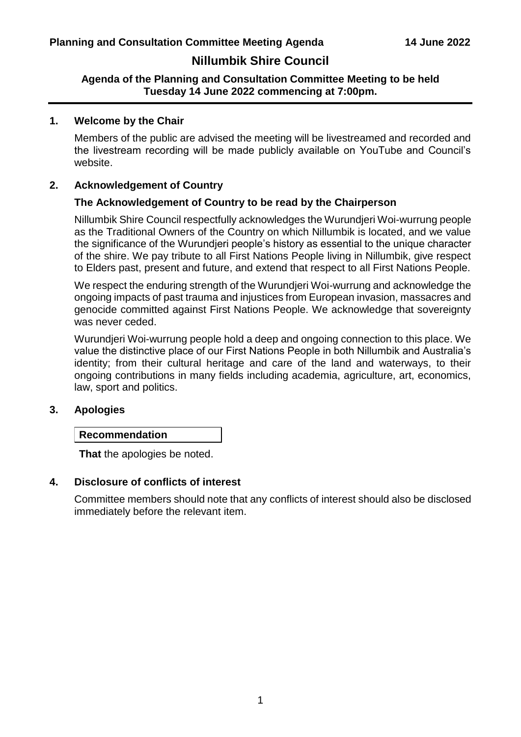# Nillumbik Shire Council

**Agenda of the Planning and Consultation Committee Meeting to be held Tuesday 14 June 2022 commencing at 7:00pm.**

## 1. Welcome by the Chair

Members of the public are advised the meeting will be livestreamed and recorded and the livestream recording will be made publicly available on YouTube and Council's website.

## 2. Acknowledgement of Country

### The Acknowledgement of Country to be read by the Chairperson

Nillumbik Shire Council respectfully acknowledges the Wurundjeri Woi-wurrung people as the Traditional Owners of the Country on which Nillumbik is located, and we value the significance of the Wurundjeri people's history as essential to the unique character of the shire. We pay tribute to all First Nations People living in Nillumbik, give respect to Elders past, present and future, and extend that respect to all First Nations People.

We respect the enduring strength of the Wurundjeri Woi-wurrung and acknowledge the ongoing impacts of past trauma and injustices from European invasion, massacres and genocide committed against First Nations People. We acknowledge that sovereignty was never ceded.

Wurundjeri Woi-wurrung people hold a deep and ongoing connection to this place. We value the distinctive place of our First Nations People in both Nillumbik and Australia's identity; from their cultural heritage and care of the land and waterways, to their ongoing contributions in many fields including academia, agriculture, art, economics, law, sport and politics.

## 3. Apologies

**Recommendation**

**That** the apologies be noted.

## 4. Disclosure of conflicts of interest

Committee members should note that any conflicts of interest should also be disclosed immediately before the relevant item.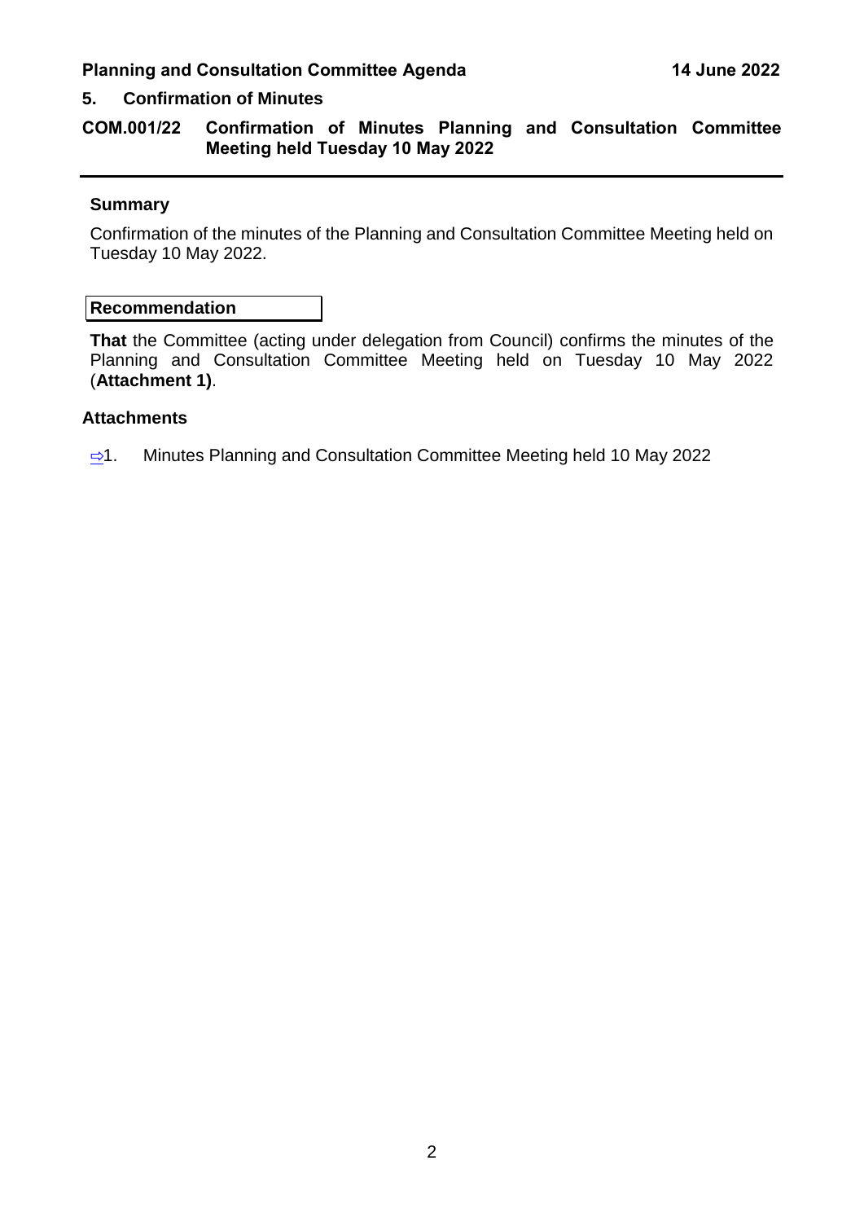## 5. Confirmation of Minutes

### COM.001/22 Confirmation of Minutes Planning and Consultation Committee Meeting held Tuesday 10 May 2022

**Summary**

Confirmation of the minutes of the Planning and Consultation Committee Meeting held on Tuesday 10 May 2022.

**Recommendation**

**That** the Committee (acting under delegation from Council) confirms the minutes of the Planning and Consultation Committee Meeting held on Tuesday 10 May 2022 (**Attachment 1)**.

**Attachments**

⇨1. Minutes Planning and Consultation Committee Meeting held 10 May 2022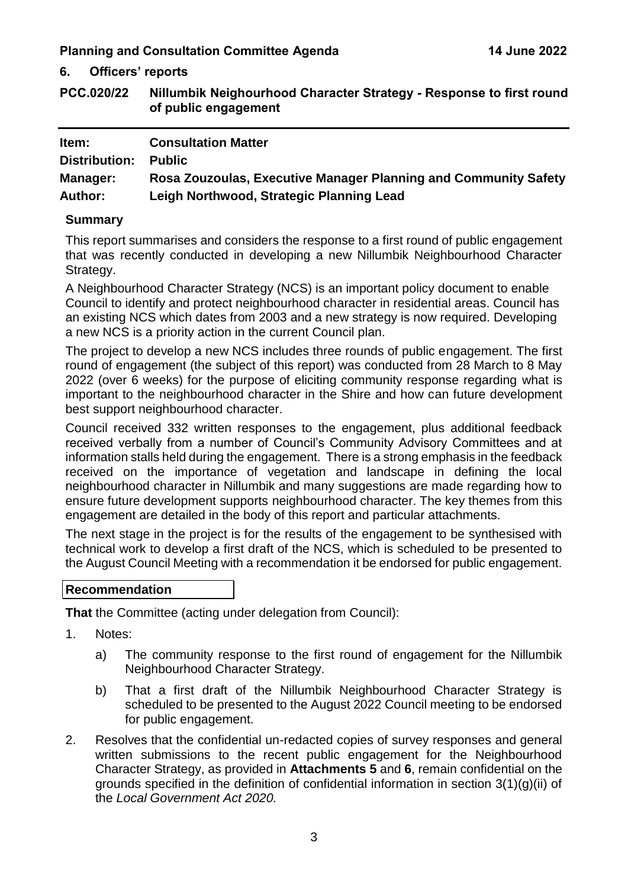## 6. Officers' reports

## PCC.020/22 Nillumbik Neighourhood Character Strategy - Response to first round of public engagement

| | |
|---|---|
| **Item:** | **Consultation Matter** |
| **Distribution:** | **Public** |
| **Manager:** | **Rosa Zouzoulas, Executive Manager Planning and Community Safety** |
| **Author:** | **Leigh Northwood, Strategic Planning Lead** |

### Summary

This report summarises and considers the response to a first round of public engagement that was recently conducted in developing a new Nillumbik Neighbourhood Character Strategy.

A Neighbourhood Character Strategy (NCS) is an important policy document to enable Council to identify and protect neighbourhood character in residential areas. Council has an existing NCS which dates from 2003 and a new strategy is now required. Developing a new NCS is a priority action in the current Council plan.

The project to develop a new NCS includes three rounds of public engagement. The first round of engagement (the subject of this report) was conducted from 28 March to 8 May 2022 (over 6 weeks) for the purpose of eliciting community response regarding what is important to the neighbourhood character in the Shire and how can future development best support neighbourhood character.

Council received 332 written responses to the engagement, plus additional feedback received verbally from a number of Council's Community Advisory Committees and at information stalls held during the engagement. There is a strong emphasis in the feedback received on the importance of vegetation and landscape in defining the local neighbourhood character in Nillumbik and many suggestions are made regarding how to ensure future development supports neighbourhood character. The key themes from this engagement are detailed in the body of this report and particular attachments.

The next stage in the project is for the results of the engagement to be synthesised with technical work to develop a first draft of the NCS, which is scheduled to be presented to the August Council Meeting with a recommendation it be endorsed for public engagement.

### Recommendation

**That** the Committee (acting under delegation from Council):

1. Notes:
    a) The community response to the first round of engagement for the Nillumbik Neighbourhood Character Strategy.
    b) That a first draft of the Nillumbik Neighbourhood Character Strategy is scheduled to be presented to the August 2022 Council meeting to be endorsed for public engagement.
2. Resolves that the confidential un-redacted copies of survey responses and general written submissions to the recent public engagement for the Neighbourhood Character Strategy, as provided in **Attachments 5** and **6**, remain confidential on the grounds specified in the definition of confidential information in section 3(1)(g)(ii) of the *Local Government Act 2020.*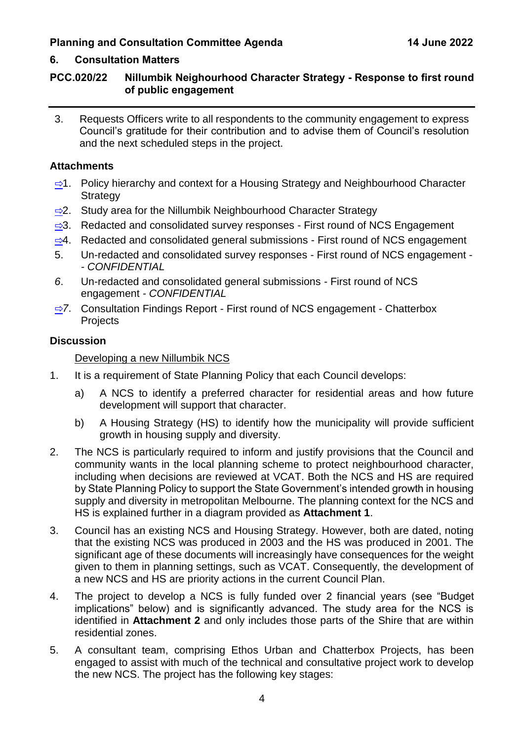## 6. Consultation Matters

### PCC.020/22 Nillumbik Neighourhood Character Strategy - Response to first round of public engagement

3. Requests Officers write to all respondents to the community engagement to express Council's gratitude for their contribution and to advise them of Council's resolution and the next scheduled steps in the project.

**Attachments**

⇨1. Policy hierarchy and context for a Housing Strategy and Neighbourhood Character Strategy

⇨2. Study area for the Nillumbik Neighbourhood Character Strategy

⇨3. Redacted and consolidated survey responses - First round of NCS Engagement

⇨4. Redacted and consolidated general submissions - First round of NCS engagement

5. Un-redacted and consolidated survey responses - First round of NCS engagement - - *CONFIDENTIAL*

*6*. Un-redacted and consolidated general submissions - First round of NCS engagement - *CONFIDENTIAL*

⇨*7*. Consultation Findings Report - First round of NCS engagement - Chatterbox Projects

**Discussion**

Developing a new Nillumbik NCS

1. It is a requirement of State Planning Policy that each Council develops:
   a) A NCS to identify a preferred character for residential areas and how future development will support that character.
   b) A Housing Strategy (HS) to identify how the municipality will provide sufficient growth in housing supply and diversity.
2. The NCS is particularly required to inform and justify provisions that the Council and community wants in the local planning scheme to protect neighbourhood character, including when decisions are reviewed at VCAT. Both the NCS and HS are required by State Planning Policy to support the State Government's intended growth in housing supply and diversity in metropolitan Melbourne. The planning context for the NCS and HS is explained further in a diagram provided as **Attachment 1**.
3. Council has an existing NCS and Housing Strategy. However, both are dated, noting that the existing NCS was produced in 2003 and the HS was produced in 2001. The significant age of these documents will increasingly have consequences for the weight given to them in planning settings, such as VCAT. Consequently, the development of a new NCS and HS are priority actions in the current Council Plan.
4. The project to develop a NCS is fully funded over 2 financial years (see "Budget implications" below) and is significantly advanced. The study area for the NCS is identified in **Attachment 2** and only includes those parts of the Shire that are within residential zones.
5. A consultant team, comprising Ethos Urban and Chatterbox Projects, has been engaged to assist with much of the technical and consultative project work to develop the new NCS. The project has the following key stages: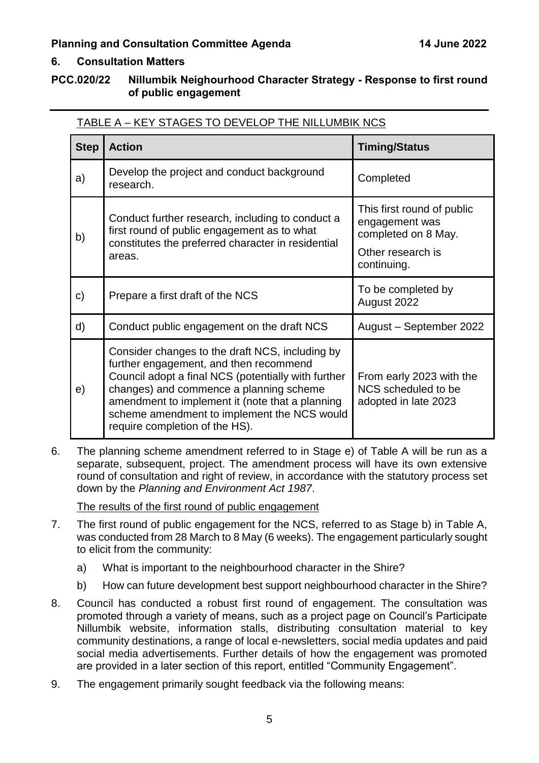## 6. Consultation Matters

### PCC.020/22 Nillumbik Neighourhood Character Strategy - Response to first round of public engagement

TABLE A – KEY STAGES TO DEVELOP THE NILLUMBIK NCS

| Step | Action | Timing/Status |
|---|---|---|
| a) | Develop the project and conduct background research. | Completed |
| b) | Conduct further research, including to conduct a first round of public engagement as to what constitutes the preferred character in residential areas. | This first round of public engagement was completed on 8 May.<br><br>Other research is continuing. |
| c) | Prepare a first draft of the NCS | To be completed by August 2022 |
| d) | Conduct public engagement on the draft NCS | August – September 2022 |
| e) | Consider changes to the draft NCS, including by further engagement, and then recommend Council adopt a final NCS (potentially with further changes) and commence a planning scheme amendment to implement it (note that a planning scheme amendment to implement the NCS would require completion of the HS). | From early 2023 with the NCS scheduled to be adopted in late 2023 |

6. The planning scheme amendment referred to in Stage e) of Table A will be run as a separate, subsequent, project. The amendment process will have its own extensive round of consultation and right of review, in accordance with the statutory process set down by the *Planning and Environment Act 1987*.

The results of the first round of public engagement

7. The first round of public engagement for the NCS, referred to as Stage b) in Table A, was conducted from 28 March to 8 May (6 weeks). The engagement particularly sought to elicit from the community:

   a) What is important to the neighbourhood character in the Shire?

   b) How can future development best support neighbourhood character in the Shire?

8. Council has conducted a robust first round of engagement. The consultation was promoted through a variety of means, such as a project page on Council's Participate Nillumbik website, information stalls, distributing consultation material to key community destinations, a range of local e-newsletters, social media updates and paid social media advertisements. Further details of how the engagement was promoted are provided in a later section of this report, entitled "Community Engagement".

9. The engagement primarily sought feedback via the following means: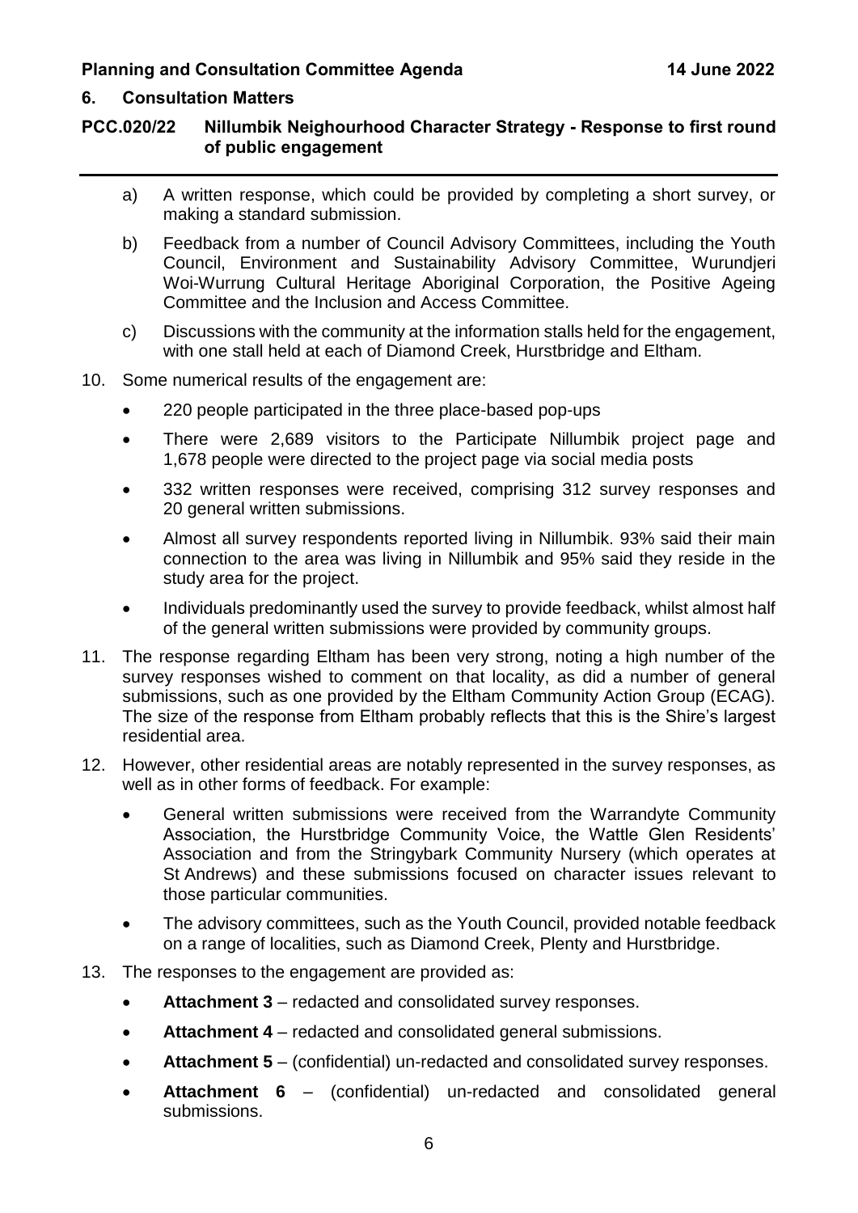## 6. Consultation Matters

### PCC.020/22 Nillumbik Neighourhood Character Strategy - Response to first round of public engagement

a) A written response, which could be provided by completing a short survey, or making a standard submission.

b) Feedback from a number of Council Advisory Committees, including the Youth Council, Environment and Sustainability Advisory Committee, Wurundjeri Woi-Wurrung Cultural Heritage Aboriginal Corporation, the Positive Ageing Committee and the Inclusion and Access Committee.

c) Discussions with the community at the information stalls held for the engagement, with one stall held at each of Diamond Creek, Hurstbridge and Eltham.

10. Some numerical results of the engagement are:
    - 220 people participated in the three place-based pop-ups
    - There were 2,689 visitors to the Participate Nillumbik project page and 1,678 people were directed to the project page via social media posts
    - 332 written responses were received, comprising 312 survey responses and 20 general written submissions.
    - Almost all survey respondents reported living in Nillumbik. 93% said their main connection to the area was living in Nillumbik and 95% said they reside in the study area for the project.
    - Individuals predominantly used the survey to provide feedback, whilst almost half of the general written submissions were provided by community groups.

11. The response regarding Eltham has been very strong, noting a high number of the survey responses wished to comment on that locality, as did a number of general submissions, such as one provided by the Eltham Community Action Group (ECAG). The size of the response from Eltham probably reflects that this is the Shire's largest residential area.

12. However, other residential areas are notably represented in the survey responses, as well as in other forms of feedback. For example:
    - General written submissions were received from the Warrandyte Community Association, the Hurstbridge Community Voice, the Wattle Glen Residents' Association and from the Stringybark Community Nursery (which operates at St Andrews) and these submissions focused on character issues relevant to those particular communities.
    - The advisory committees, such as the Youth Council, provided notable feedback on a range of localities, such as Diamond Creek, Plenty and Hurstbridge.

13. The responses to the engagement are provided as:
    - **Attachment 3** – redacted and consolidated survey responses.
    - **Attachment 4** – redacted and consolidated general submissions.
    - **Attachment 5** – (confidential) un-redacted and consolidated survey responses.
    - **Attachment 6** – (confidential) un-redacted and consolidated general submissions.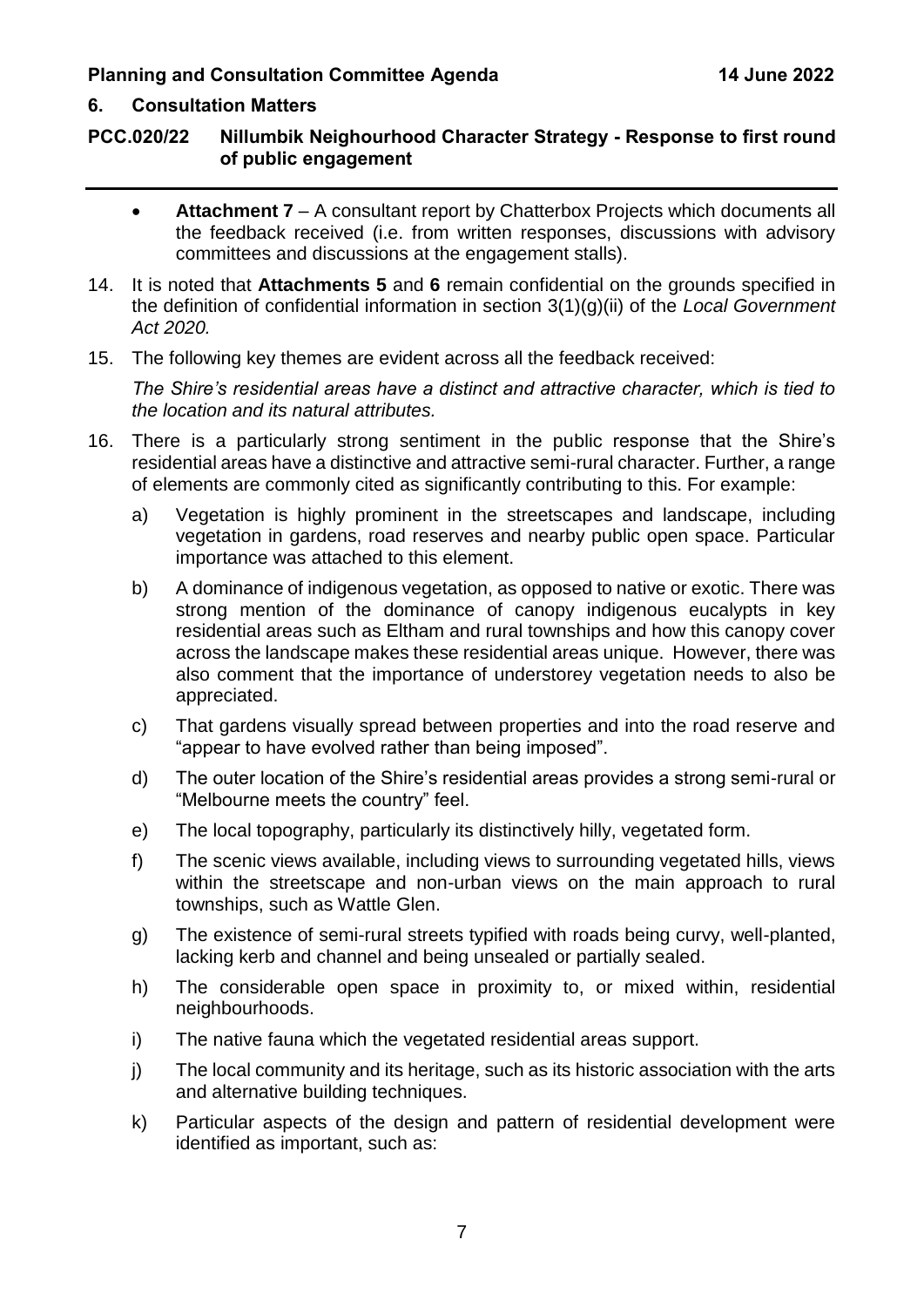## 6. Consultation Matters

### PCC.020/22 Nillumbik Neighourhood Character Strategy - Response to first round of public engagement

- **Attachment 7** – A consultant report by Chatterbox Projects which documents all the feedback received (i.e. from written responses, discussions with advisory committees and discussions at the engagement stalls).

14. It is noted that **Attachments 5** and **6** remain confidential on the grounds specified in the definition of confidential information in section 3(1)(g)(ii) of the *Local Government Act 2020.*

15. The following key themes are evident across all the feedback received:

    *The Shire's residential areas have a distinct and attractive character, which is tied to the location and its natural attributes.*

16. There is a particularly strong sentiment in the public response that the Shire's residential areas have a distinctive and attractive semi-rural character. Further, a range of elements are commonly cited as significantly contributing to this. For example:

    a) Vegetation is highly prominent in the streetscapes and landscape, including vegetation in gardens, road reserves and nearby public open space. Particular importance was attached to this element.

    b) A dominance of indigenous vegetation, as opposed to native or exotic. There was strong mention of the dominance of canopy indigenous eucalypts in key residential areas such as Eltham and rural townships and how this canopy cover across the landscape makes these residential areas unique. However, there was also comment that the importance of understorey vegetation needs to also be appreciated.

    c) That gardens visually spread between properties and into the road reserve and "appear to have evolved rather than being imposed".

    d) The outer location of the Shire's residential areas provides a strong semi-rural or "Melbourne meets the country" feel.

    e) The local topography, particularly its distinctively hilly, vegetated form.

    f) The scenic views available, including views to surrounding vegetated hills, views within the streetscape and non-urban views on the main approach to rural townships, such as Wattle Glen.

    g) The existence of semi-rural streets typified with roads being curvy, well-planted, lacking kerb and channel and being unsealed or partially sealed.

    h) The considerable open space in proximity to, or mixed within, residential neighbourhoods.

    i) The native fauna which the vegetated residential areas support.

    j) The local community and its heritage, such as its historic association with the arts and alternative building techniques.

    k) Particular aspects of the design and pattern of residential development were identified as important, such as: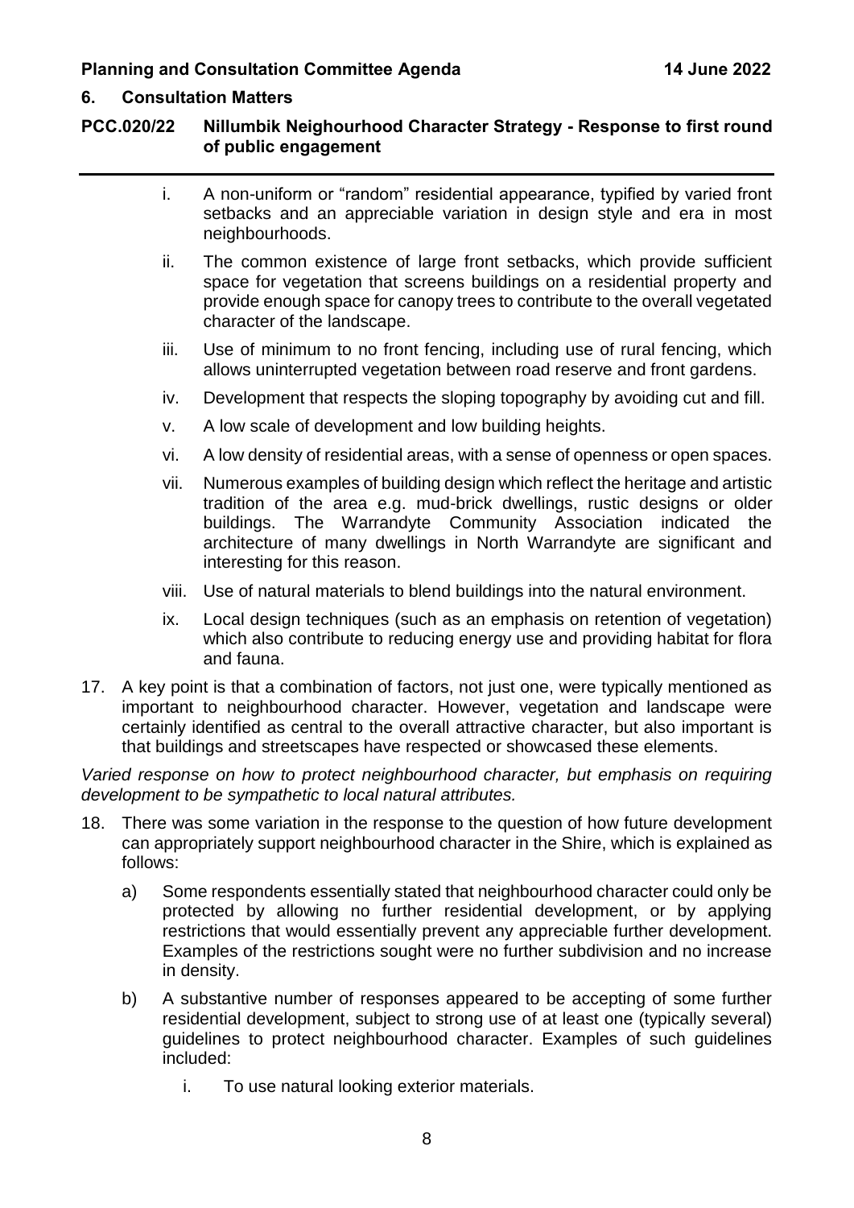i. A non-uniform or "random" residential appearance, typified by varied front setbacks and an appreciable variation in design style and era in most neighbourhoods.

ii. The common existence of large front setbacks, which provide sufficient space for vegetation that screens buildings on a residential property and provide enough space for canopy trees to contribute to the overall vegetated character of the landscape.

iii. Use of minimum to no front fencing, including use of rural fencing, which allows uninterrupted vegetation between road reserve and front gardens.

iv. Development that respects the sloping topography by avoiding cut and fill.

v. A low scale of development and low building heights.

vi. A low density of residential areas, with a sense of openness or open spaces.

vii. Numerous examples of building design which reflect the heritage and artistic tradition of the area e.g. mud-brick dwellings, rustic designs or older buildings. The Warrandyte Community Association indicated the architecture of many dwellings in North Warrandyte are significant and interesting for this reason.

viii. Use of natural materials to blend buildings into the natural environment.

ix. Local design techniques (such as an emphasis on retention of vegetation) which also contribute to reducing energy use and providing habitat for flora and fauna.

17. A key point is that a combination of factors, not just one, were typically mentioned as important to neighbourhood character. However, vegetation and landscape were certainly identified as central to the overall attractive character, but also important is that buildings and streetscapes have respected or showcased these elements.

*Varied response on how to protect neighbourhood character, but emphasis on requiring development to be sympathetic to local natural attributes.*

18. There was some variation in the response to the question of how future development can appropriately support neighbourhood character in the Shire, which is explained as follows:

    a) Some respondents essentially stated that neighbourhood character could only be protected by allowing no further residential development, or by applying restrictions that would essentially prevent any appreciable further development. Examples of the restrictions sought were no further subdivision and no increase in density.

    b) A substantive number of responses appeared to be accepting of some further residential development, subject to strong use of at least one (typically several) guidelines to protect neighbourhood character. Examples of such guidelines included:

        i. To use natural looking exterior materials.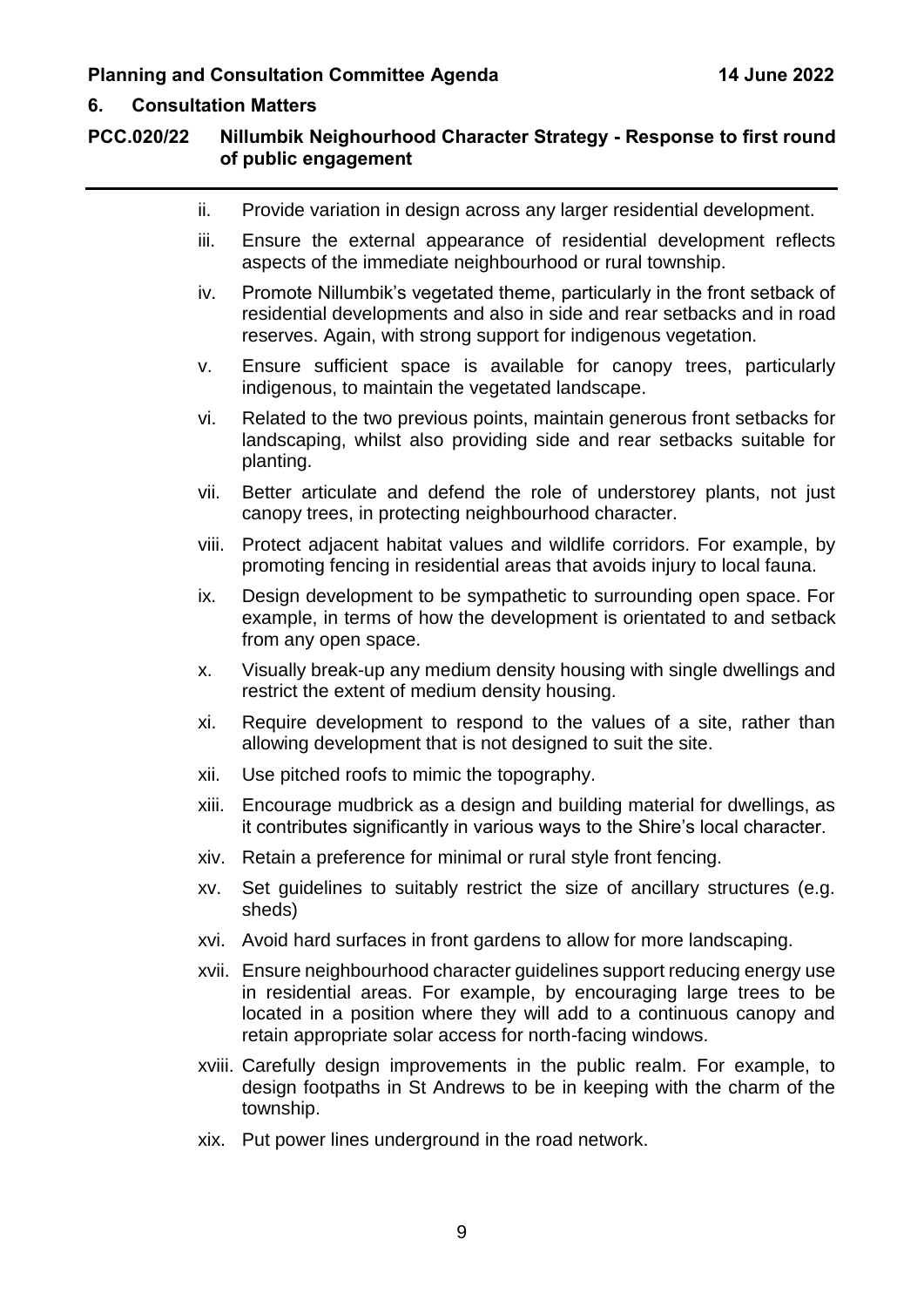ii. Provide variation in design across any larger residential development.

iii. Ensure the external appearance of residential development reflects aspects of the immediate neighbourhood or rural township.

iv. Promote Nillumbik's vegetated theme, particularly in the front setback of residential developments and also in side and rear setbacks and in road reserves. Again, with strong support for indigenous vegetation.

v. Ensure sufficient space is available for canopy trees, particularly indigenous, to maintain the vegetated landscape.

vi. Related to the two previous points, maintain generous front setbacks for landscaping, whilst also providing side and rear setbacks suitable for planting.

vii. Better articulate and defend the role of understorey plants, not just canopy trees, in protecting neighbourhood character.

viii. Protect adjacent habitat values and wildlife corridors. For example, by promoting fencing in residential areas that avoids injury to local fauna.

ix. Design development to be sympathetic to surrounding open space. For example, in terms of how the development is orientated to and setback from any open space.

x. Visually break-up any medium density housing with single dwellings and restrict the extent of medium density housing.

xi. Require development to respond to the values of a site, rather than allowing development that is not designed to suit the site.

xii. Use pitched roofs to mimic the topography.

xiii. Encourage mudbrick as a design and building material for dwellings, as it contributes significantly in various ways to the Shire's local character.

xiv. Retain a preference for minimal or rural style front fencing.

xv. Set guidelines to suitably restrict the size of ancillary structures (e.g. sheds)

xvi. Avoid hard surfaces in front gardens to allow for more landscaping.

xvii. Ensure neighbourhood character guidelines support reducing energy use in residential areas. For example, by encouraging large trees to be located in a position where they will add to a continuous canopy and retain appropriate solar access for north-facing windows.

xviii. Carefully design improvements in the public realm. For example, to design footpaths in St Andrews to be in keeping with the charm of the township.

xix. Put power lines underground in the road network.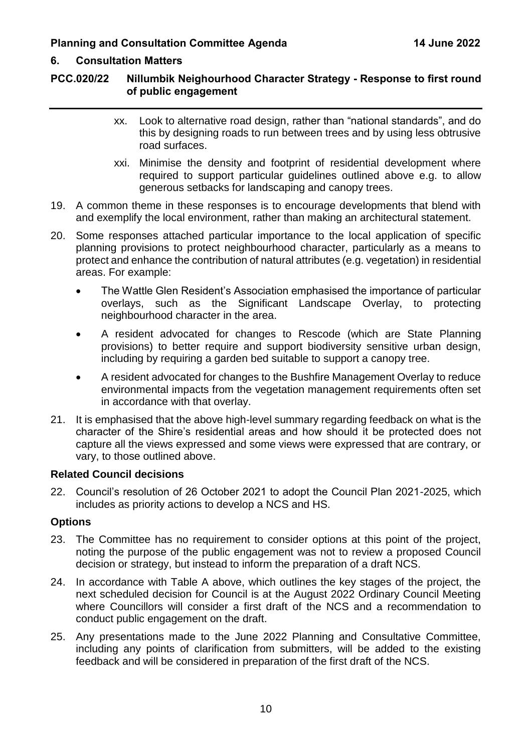xx. Look to alternative road design, rather than "national standards", and do this by designing roads to run between trees and by using less obtrusive road surfaces.

xxi. Minimise the density and footprint of residential development where required to support particular guidelines outlined above e.g. to allow generous setbacks for landscaping and canopy trees.

19. A common theme in these responses is to encourage developments that blend with and exemplify the local environment, rather than making an architectural statement.

20. Some responses attached particular importance to the local application of specific planning provisions to protect neighbourhood character, particularly as a means to protect and enhance the contribution of natural attributes (e.g. vegetation) in residential areas. For example:

    - The Wattle Glen Resident's Association emphasised the importance of particular overlays, such as the Significant Landscape Overlay, to protecting neighbourhood character in the area.
    - A resident advocated for changes to Rescode (which are State Planning provisions) to better require and support biodiversity sensitive urban design, including by requiring a garden bed suitable to support a canopy tree.
    - A resident advocated for changes to the Bushfire Management Overlay to reduce environmental impacts from the vegetation management requirements often set in accordance with that overlay.

21. It is emphasised that the above high-level summary regarding feedback on what is the character of the Shire's residential areas and how should it be protected does not capture all the views expressed and some views were expressed that are contrary, or vary, to those outlined above.

## Related Council decisions

22. Council's resolution of 26 October 2021 to adopt the Council Plan 2021-2025, which includes as priority actions to develop a NCS and HS.

## Options

23. The Committee has no requirement to consider options at this point of the project, noting the purpose of the public engagement was not to review a proposed Council decision or strategy, but instead to inform the preparation of a draft NCS.

24. In accordance with Table A above, which outlines the key stages of the project, the next scheduled decision for Council is at the August 2022 Ordinary Council Meeting where Councillors will consider a first draft of the NCS and a recommendation to conduct public engagement on the draft.

25. Any presentations made to the June 2022 Planning and Consultative Committee, including any points of clarification from submitters, will be added to the existing feedback and will be considered in preparation of the first draft of the NCS.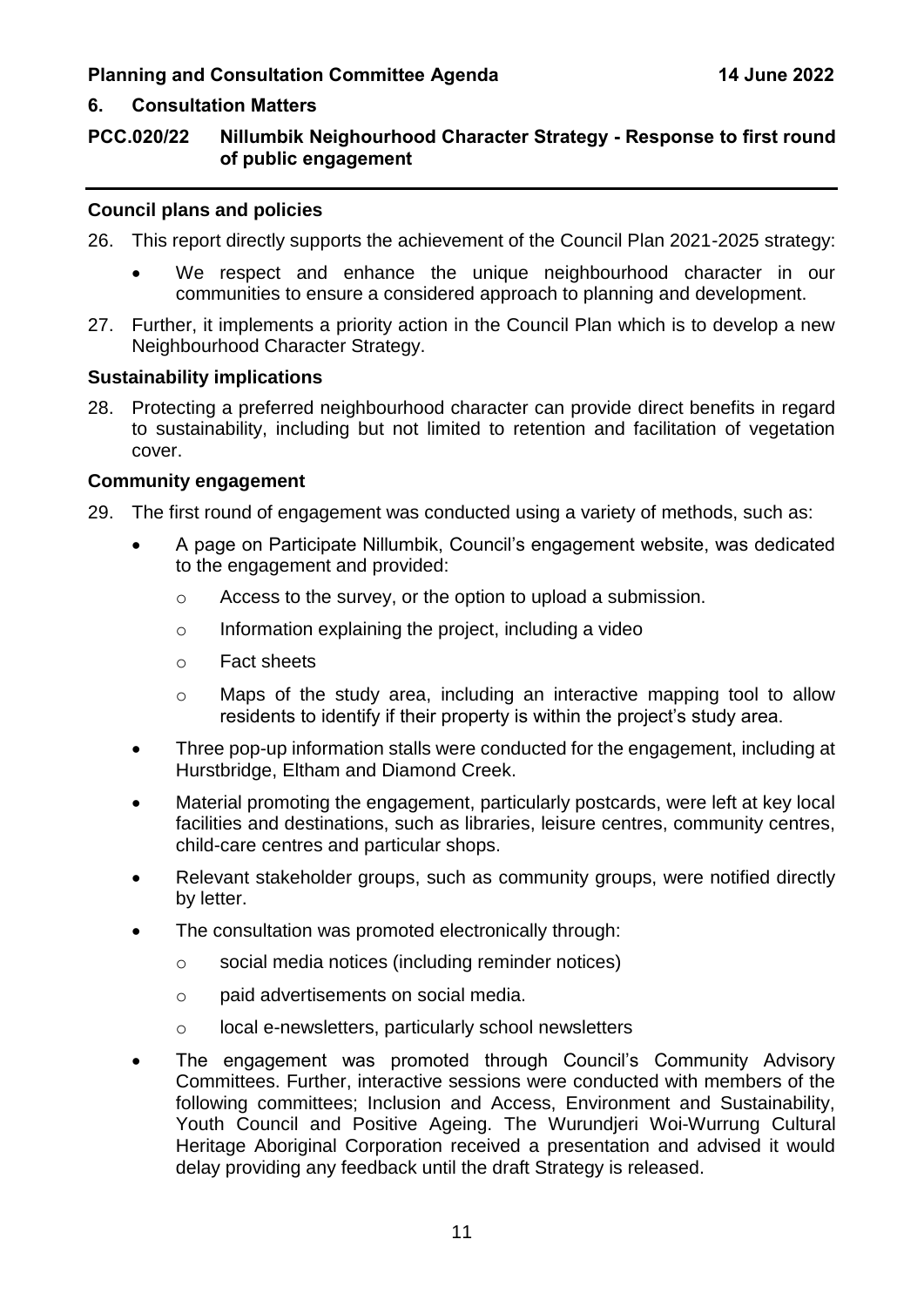## 6. Consultation Matters

### PCC.020/22 Nillumbik Neighourhood Character Strategy - Response to first round of public engagement

**Council plans and policies**

26. This report directly supports the achievement of the Council Plan 2021-2025 strategy:
    - We respect and enhance the unique neighbourhood character in our communities to ensure a considered approach to planning and development.

27. Further, it implements a priority action in the Council Plan which is to develop a new Neighbourhood Character Strategy.

**Sustainability implications**

28. Protecting a preferred neighbourhood character can provide direct benefits in regard to sustainability, including but not limited to retention and facilitation of vegetation cover.

**Community engagement**

29. The first round of engagement was conducted using a variety of methods, such as:
    - A page on Participate Nillumbik, Council's engagement website, was dedicated to the engagement and provided:
        - Access to the survey, or the option to upload a submission.
        - Information explaining the project, including a video
        - Fact sheets
        - Maps of the study area, including an interactive mapping tool to allow residents to identify if their property is within the project's study area.
    - Three pop-up information stalls were conducted for the engagement, including at Hurstbridge, Eltham and Diamond Creek.
    - Material promoting the engagement, particularly postcards, were left at key local facilities and destinations, such as libraries, leisure centres, community centres, child-care centres and particular shops.
    - Relevant stakeholder groups, such as community groups, were notified directly by letter.
    - The consultation was promoted electronically through:
        - social media notices (including reminder notices)
        - paid advertisements on social media.
        - local e-newsletters, particularly school newsletters
    - The engagement was promoted through Council's Community Advisory Committees. Further, interactive sessions were conducted with members of the following committees; Inclusion and Access, Environment and Sustainability, Youth Council and Positive Ageing. The Wurundjeri Woi-Wurrung Cultural Heritage Aboriginal Corporation received a presentation and advised it would delay providing any feedback until the draft Strategy is released.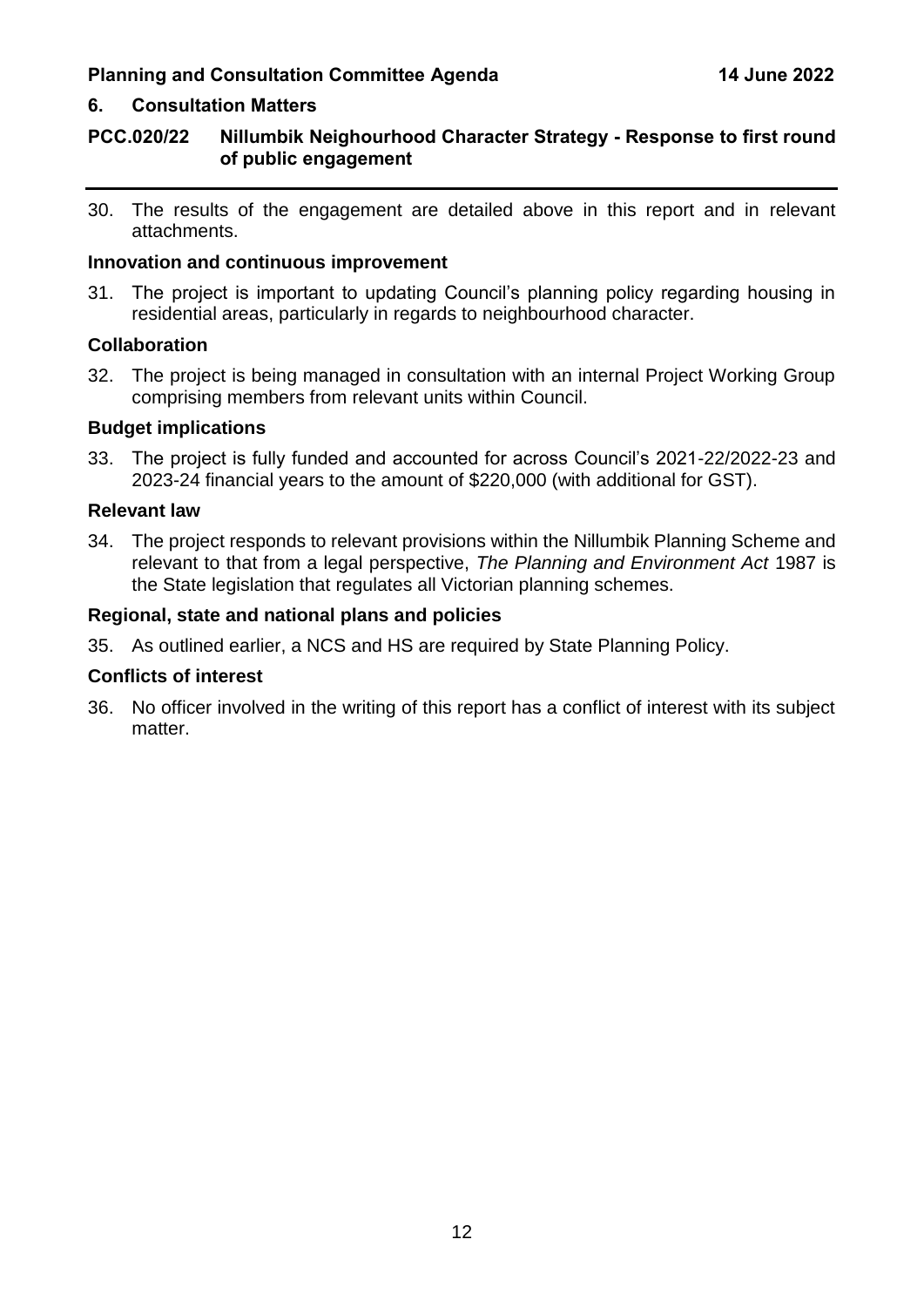30. The results of the engagement are detailed above in this report and in relevant attachments.

### Innovation and continuous improvement

31. The project is important to updating Council's planning policy regarding housing in residential areas, particularly in regards to neighbourhood character.

### Collaboration

32. The project is being managed in consultation with an internal Project Working Group comprising members from relevant units within Council.

### Budget implications

33. The project is fully funded and accounted for across Council's 2021-22/2022-23 and 2023-24 financial years to the amount of $220,000 (with additional for GST).

### Relevant law

34. The project responds to relevant provisions within the Nillumbik Planning Scheme and relevant to that from a legal perspective, *The Planning and Environment Act* 1987 is the State legislation that regulates all Victorian planning schemes.

### Regional, state and national plans and policies

35. As outlined earlier, a NCS and HS are required by State Planning Policy.

### Conflicts of interest

36. No officer involved in the writing of this report has a conflict of interest with its subject matter.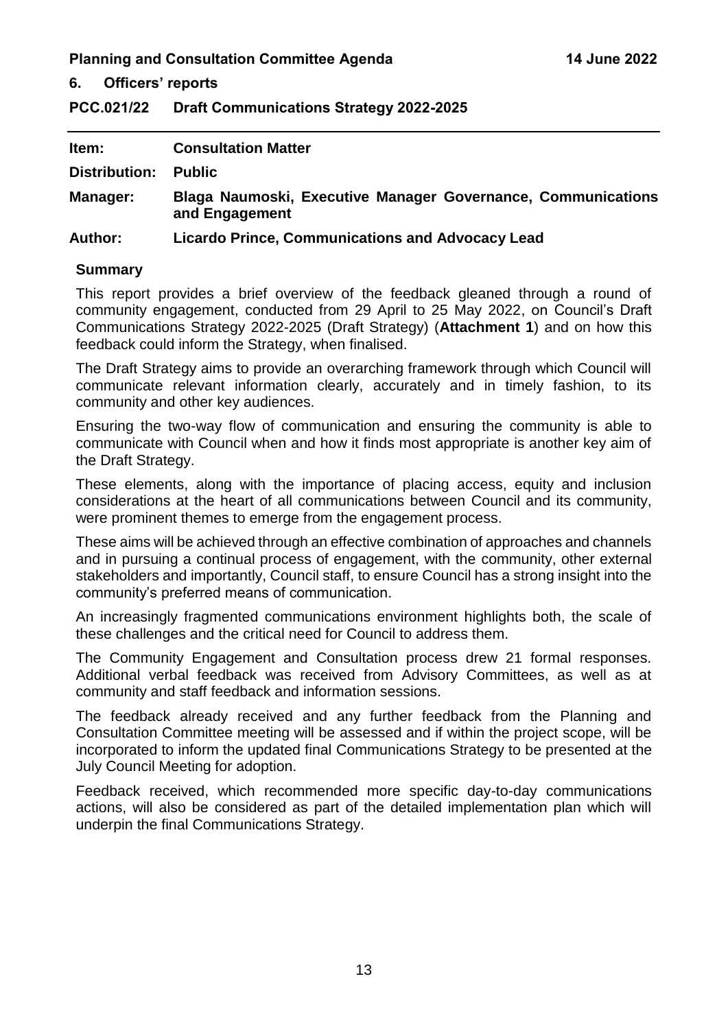## 6. Officers' reports

### PCC.021/22 Draft Communications Strategy 2022-2025

| | |
|---|---|
| **Item:** | **Consultation Matter** |
| **Distribution:** | **Public** |
| **Manager:** | **Blaga Naumoski, Executive Manager Governance, Communications and Engagement** |
| **Author:** | **Licardo Prince, Communications and Advocacy Lead** |

**Summary**

This report provides a brief overview of the feedback gleaned through a round of community engagement, conducted from 29 April to 25 May 2022, on Council's Draft Communications Strategy 2022-2025 (Draft Strategy) (**Attachment 1**) and on how this feedback could inform the Strategy, when finalised.

The Draft Strategy aims to provide an overarching framework through which Council will communicate relevant information clearly, accurately and in timely fashion, to its community and other key audiences.

Ensuring the two-way flow of communication and ensuring the community is able to communicate with Council when and how it finds most appropriate is another key aim of the Draft Strategy.

These elements, along with the importance of placing access, equity and inclusion considerations at the heart of all communications between Council and its community, were prominent themes to emerge from the engagement process.

These aims will be achieved through an effective combination of approaches and channels and in pursuing a continual process of engagement, with the community, other external stakeholders and importantly, Council staff, to ensure Council has a strong insight into the community's preferred means of communication.

An increasingly fragmented communications environment highlights both, the scale of these challenges and the critical need for Council to address them.

The Community Engagement and Consultation process drew 21 formal responses. Additional verbal feedback was received from Advisory Committees, as well as at community and staff feedback and information sessions.

The feedback already received and any further feedback from the Planning and Consultation Committee meeting will be assessed and if within the project scope, will be incorporated to inform the updated final Communications Strategy to be presented at the July Council Meeting for adoption.

Feedback received, which recommended more specific day-to-day communications actions, will also be considered as part of the detailed implementation plan which will underpin the final Communications Strategy.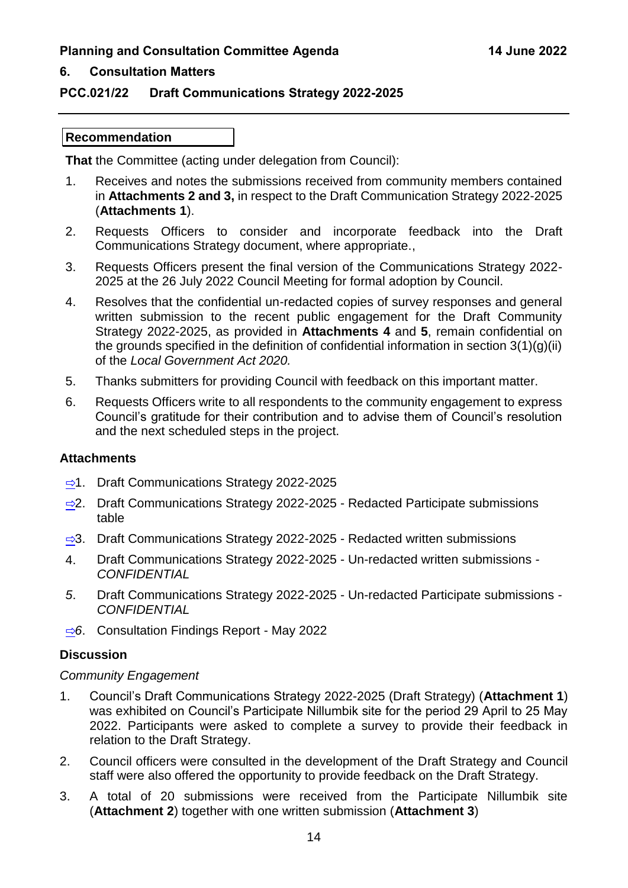## 6. Consultation Matters

### PCC.021/22 Draft Communications Strategy 2022-2025

---

**Recommendation**

**That** the Committee (acting under delegation from Council):

1. Receives and notes the submissions received from community members contained in **Attachments 2 and 3,** in respect to the Draft Communication Strategy 2022-2025 (**Attachments 1**).
2. Requests Officers to consider and incorporate feedback into the Draft Communications Strategy document, where appropriate.,
3. Requests Officers present the final version of the Communications Strategy 2022-2025 at the 26 July 2022 Council Meeting for formal adoption by Council.
4. Resolves that the confidential un-redacted copies of survey responses and general written submission to the recent public engagement for the Draft Community Strategy 2022-2025, as provided in **Attachments 4** and **5**, remain confidential on the grounds specified in the definition of confidential information in section 3(1)(g)(ii) of the *Local Government Act 2020.*
5. Thanks submitters for providing Council with feedback on this important matter.
6. Requests Officers write to all respondents to the community engagement to express Council's gratitude for their contribution and to advise them of Council's resolution and the next scheduled steps in the project.

### Attachments

1. Draft Communications Strategy 2022-2025
2. Draft Communications Strategy 2022-2025 - Redacted Participate submissions table
3. Draft Communications Strategy 2022-2025 - Redacted written submissions
4. Draft Communications Strategy 2022-2025 - Un-redacted written submissions - *CONFIDENTIAL*
5. Draft Communications Strategy 2022-2025 - Un-redacted Participate submissions - *CONFIDENTIAL*
6. Consultation Findings Report - May 2022

### Discussion

*Community Engagement*

1. Council's Draft Communications Strategy 2022-2025 (Draft Strategy) (**Attachment 1**) was exhibited on Council's Participate Nillumbik site for the period 29 April to 25 May 2022. Participants were asked to complete a survey to provide their feedback in relation to the Draft Strategy.
2. Council officers were consulted in the development of the Draft Strategy and Council staff were also offered the opportunity to provide feedback on the Draft Strategy.
3. A total of 20 submissions were received from the Participate Nillumbik site (**Attachment 2**) together with one written submission (**Attachment 3**)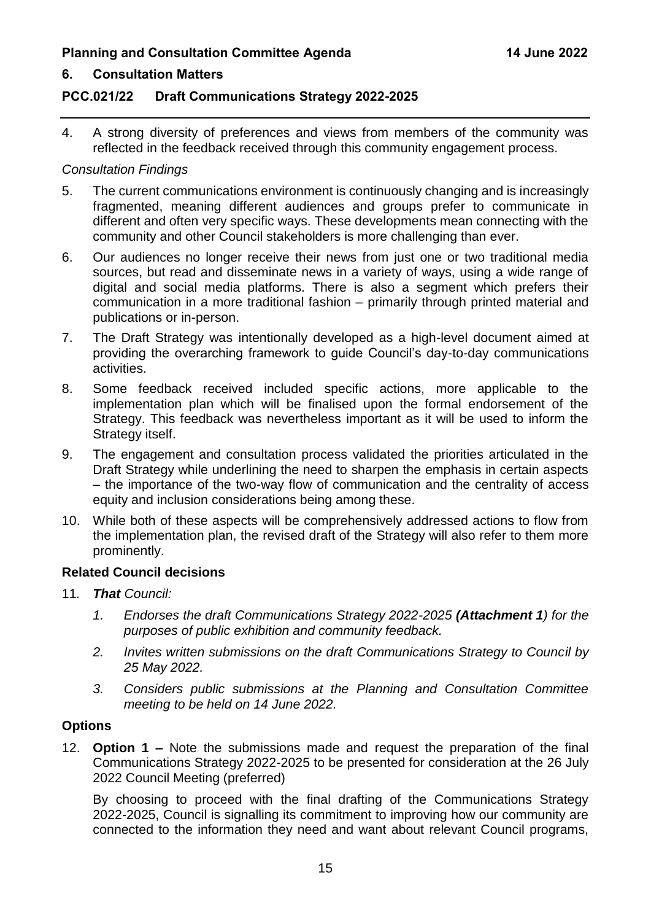## 6. Consultation Matters

## PCC.021/22 Draft Communications Strategy 2022-2025

4. A strong diversity of preferences and views from members of the community was reflected in the feedback received through this community engagement process.

*Consultation Findings*

5. The current communications environment is continuously changing and is increasingly fragmented, meaning different audiences and groups prefer to communicate in different and often very specific ways. These developments mean connecting with the community and other Council stakeholders is more challenging than ever.

6. Our audiences no longer receive their news from just one or two traditional media sources, but read and disseminate news in a variety of ways, using a wide range of digital and social media platforms. There is also a segment which prefers their communication in a more traditional fashion – primarily through printed material and publications or in-person.

7. The Draft Strategy was intentionally developed as a high-level document aimed at providing the overarching framework to guide Council's day-to-day communications activities.

8. Some feedback received included specific actions, more applicable to the implementation plan which will be finalised upon the formal endorsement of the Strategy. This feedback was nevertheless important as it will be used to inform the Strategy itself.

9. The engagement and consultation process validated the priorities articulated in the Draft Strategy while underlining the need to sharpen the emphasis in certain aspects – the importance of the two-way flow of communication and the centrality of access equity and inclusion considerations being among these.

10. While both of these aspects will be comprehensively addressed actions to flow from the implementation plan, the revised draft of the Strategy will also refer to them more prominently.

### Related Council decisions

11. ***That*** *Council:*

    1. *Endorses the draft Communications Strategy 2022-2025 **(Attachment 1**) for the purposes of public exhibition and community feedback.*
    2. *Invites written submissions on the draft Communications Strategy to Council by 25 May 2022.*
    3. *Considers public submissions at the Planning and Consultation Committee meeting to be held on 14 June 2022.*

### Options

12. **Option 1 –** Note the submissions made and request the preparation of the final Communications Strategy 2022-2025 to be presented for consideration at the 26 July 2022 Council Meeting (preferred)

    By choosing to proceed with the final drafting of the Communications Strategy 2022-2025, Council is signalling its commitment to improving how our community are connected to the information they need and want about relevant Council programs,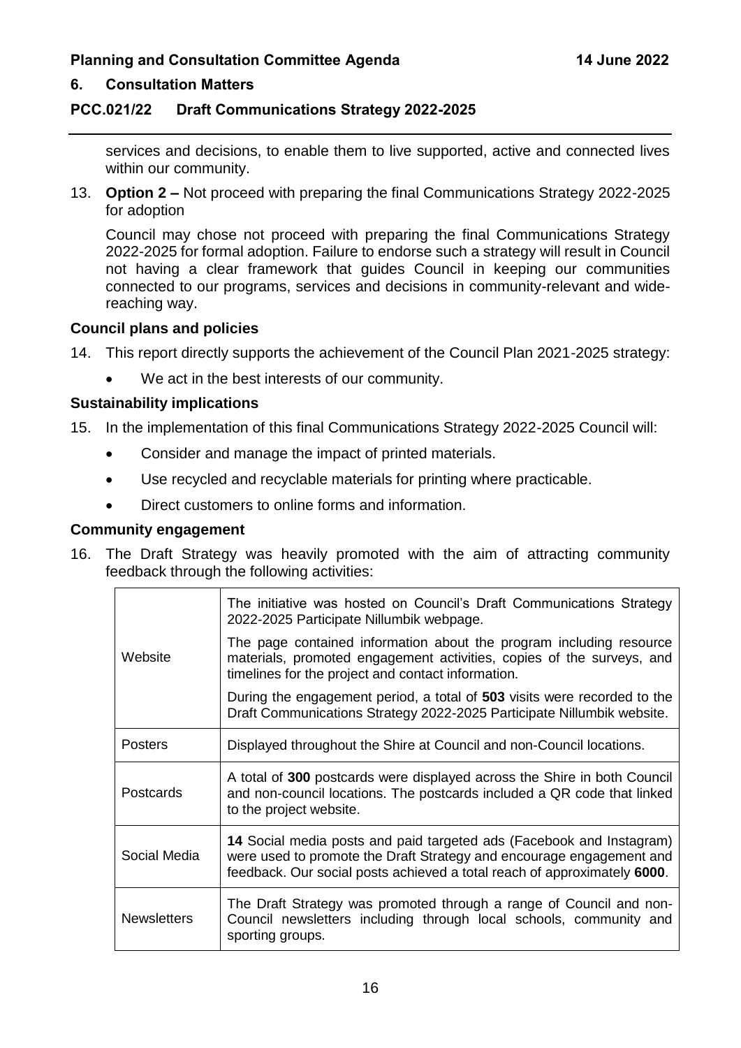services and decisions, to enable them to live supported, active and connected lives within our community.

13. **Option 2 –** Not proceed with preparing the final Communications Strategy 2022-2025 for adoption

    Council may chose not proceed with preparing the final Communications Strategy 2022-2025 for formal adoption. Failure to endorse such a strategy will result in Council not having a clear framework that guides Council in keeping our communities connected to our programs, services and decisions in community-relevant and wide-reaching way.

### Council plans and policies

14. This report directly supports the achievement of the Council Plan 2021-2025 strategy:

    - We act in the best interests of our community.

### Sustainability implications

15. In the implementation of this final Communications Strategy 2022-2025 Council will:

    - Consider and manage the impact of printed materials.
    - Use recycled and recyclable materials for printing where practicable.
    - Direct customers to online forms and information.

### Community engagement

16. The Draft Strategy was heavily promoted with the aim of attracting community feedback through the following activities:

| | |
|---|---|
| Website | The initiative was hosted on Council's Draft Communications Strategy 2022-2025 Participate Nillumbik webpage.<br>The page contained information about the program including resource materials, promoted engagement activities, copies of the surveys, and timelines for the project and contact information.<br>During the engagement period, a total of **503** visits were recorded to the Draft Communications Strategy 2022-2025 Participate Nillumbik website. |
| Posters | Displayed throughout the Shire at Council and non-Council locations. |
| Postcards | A total of **300** postcards were displayed across the Shire in both Council and non-council locations. The postcards included a QR code that linked to the project website. |
| Social Media | **14** Social media posts and paid targeted ads (Facebook and Instagram) were used to promote the Draft Strategy and encourage engagement and feedback. Our social posts achieved a total reach of approximately **6000**. |
| Newsletters | The Draft Strategy was promoted through a range of Council and non-Council newsletters including through local schools, community and sporting groups. |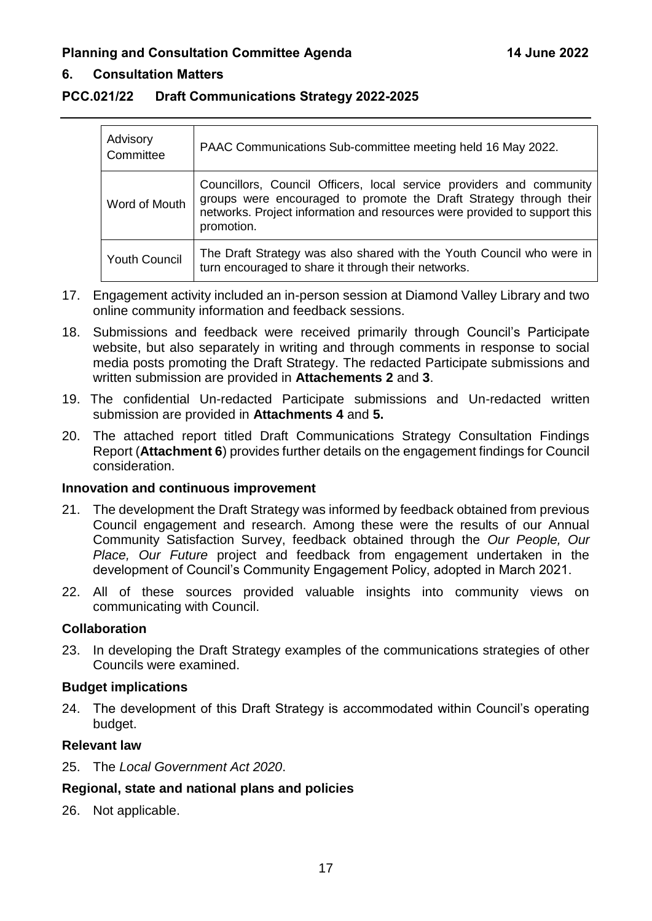## 6. Consultation Matters

## PCC.021/22 Draft Communications Strategy 2022-2025

| | |
|---|---|
| Advisory Committee | PAAC Communications Sub-committee meeting held 16 May 2022. |
| Word of Mouth | Councillors, Council Officers, local service providers and community groups were encouraged to promote the Draft Strategy through their networks. Project information and resources were provided to support this promotion. |
| Youth Council | The Draft Strategy was also shared with the Youth Council who were in turn encouraged to share it through their networks. |

17. Engagement activity included an in-person session at Diamond Valley Library and two online community information and feedback sessions.

18. Submissions and feedback were received primarily through Council's Participate website, but also separately in writing and through comments in response to social media posts promoting the Draft Strategy. The redacted Participate submissions and written submission are provided in **Attachements 2** and **3**.

19. The confidential Un-redacted Participate submissions and Un-redacted written submission are provided in **Attachments 4** and **5.**

20. The attached report titled Draft Communications Strategy Consultation Findings Report (**Attachment 6**) provides further details on the engagement findings for Council consideration.

### Innovation and continuous improvement

21. The development the Draft Strategy was informed by feedback obtained from previous Council engagement and research. Among these were the results of our Annual Community Satisfaction Survey, feedback obtained through the *Our People, Our Place, Our Future* project and feedback from engagement undertaken in the development of Council's Community Engagement Policy, adopted in March 2021.

22. All of these sources provided valuable insights into community views on communicating with Council.

### Collaboration

23. In developing the Draft Strategy examples of the communications strategies of other Councils were examined.

### Budget implications

24. The development of this Draft Strategy is accommodated within Council's operating budget.

### Relevant law

25. The *Local Government Act 2020*.

### Regional, state and national plans and policies

26. Not applicable.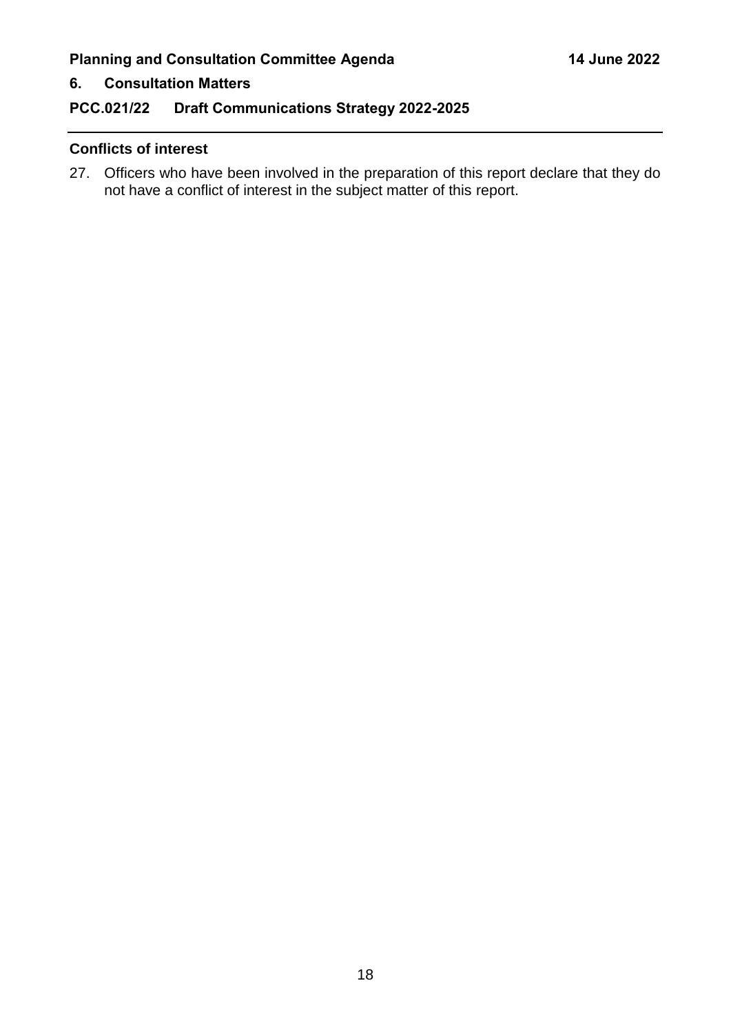### Conflicts of interest

27. Officers who have been involved in the preparation of this report declare that they do not have a conflict of interest in the subject matter of this report.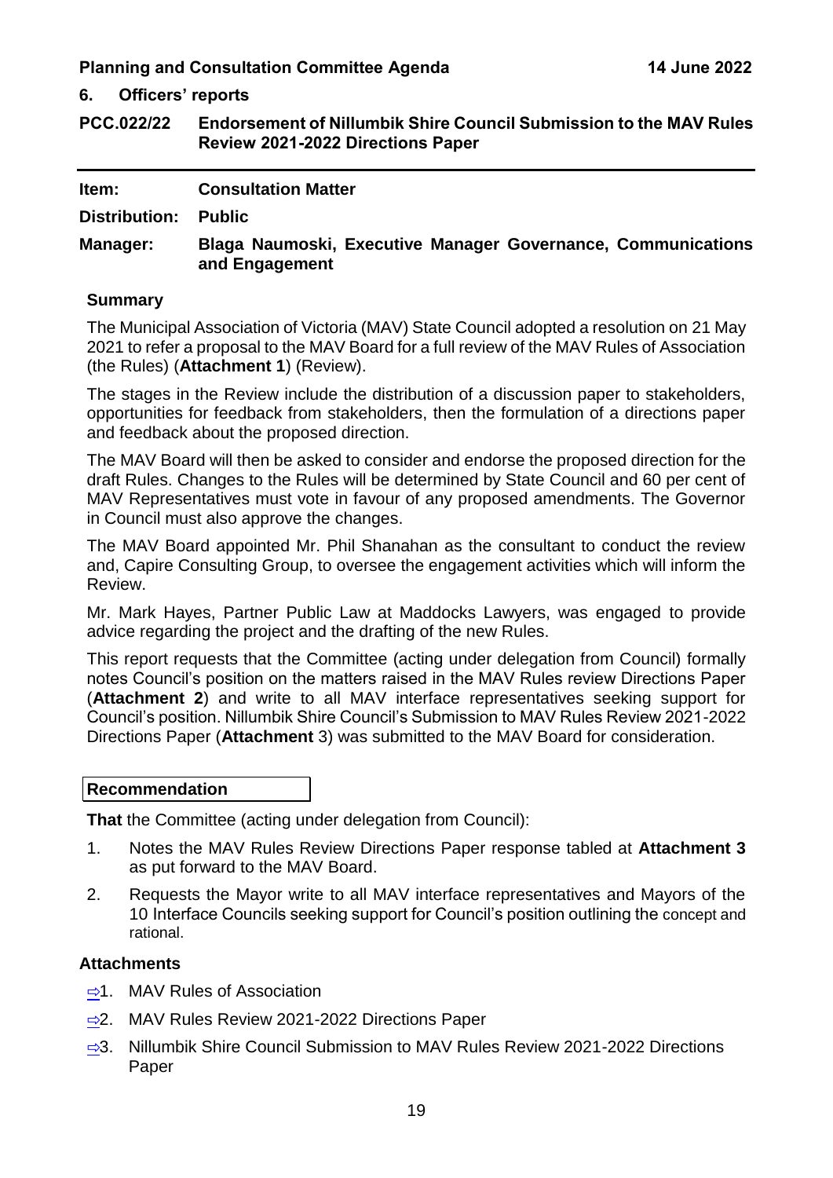## 6. Officers' reports

## PCC.022/22 Endorsement of Nillumbik Shire Council Submission to the MAV Rules Review 2021-2022 Directions Paper

**Item:** **Consultation Matter**

**Distribution:** **Public**

**Manager:** **Blaga Naumoski, Executive Manager Governance, Communications and Engagement**

### Summary

The Municipal Association of Victoria (MAV) State Council adopted a resolution on 21 May 2021 to refer a proposal to the MAV Board for a full review of the MAV Rules of Association (the Rules) (**Attachment 1**) (Review).

The stages in the Review include the distribution of a discussion paper to stakeholders, opportunities for feedback from stakeholders, then the formulation of a directions paper and feedback about the proposed direction.

The MAV Board will then be asked to consider and endorse the proposed direction for the draft Rules. Changes to the Rules will be determined by State Council and 60 per cent of MAV Representatives must vote in favour of any proposed amendments. The Governor in Council must also approve the changes.

The MAV Board appointed Mr. Phil Shanahan as the consultant to conduct the review and, Capire Consulting Group, to oversee the engagement activities which will inform the Review.

Mr. Mark Hayes, Partner Public Law at Maddocks Lawyers, was engaged to provide advice regarding the project and the drafting of the new Rules.

This report requests that the Committee (acting under delegation from Council) formally notes Council's position on the matters raised in the MAV Rules review Directions Paper (**Attachment 2**) and write to all MAV interface representatives seeking support for Council's position. Nillumbik Shire Council's Submission to MAV Rules Review 2021-2022 Directions Paper (**Attachment** 3) was submitted to the MAV Board for consideration.

### Recommendation

**That** the Committee (acting under delegation from Council):

1. Notes the MAV Rules Review Directions Paper response tabled at **Attachment 3** as put forward to the MAV Board.
2. Requests the Mayor write to all MAV interface representatives and Mayors of the 10 Interface Councils seeking support for Council's position outlining the concept and rational.

### Attachments

1. MAV Rules of Association
2. MAV Rules Review 2021-2022 Directions Paper
3. Nillumbik Shire Council Submission to MAV Rules Review 2021-2022 Directions Paper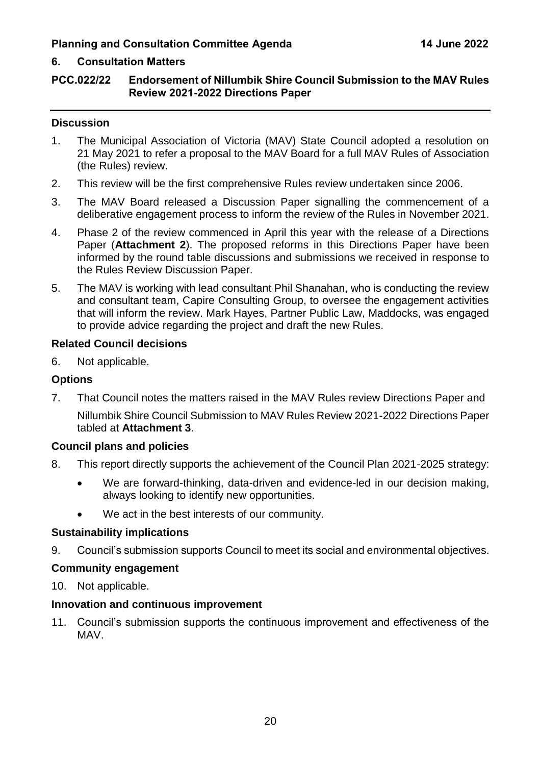## 6. Consultation Matters

### PCC.022/22 Endorsement of Nillumbik Shire Council Submission to the MAV Rules Review 2021-2022 Directions Paper

**Discussion**

1. The Municipal Association of Victoria (MAV) State Council adopted a resolution on 21 May 2021 to refer a proposal to the MAV Board for a full MAV Rules of Association (the Rules) review.
2. This review will be the first comprehensive Rules review undertaken since 2006.
3. The MAV Board released a Discussion Paper signalling the commencement of a deliberative engagement process to inform the review of the Rules in November 2021.
4. Phase 2 of the review commenced in April this year with the release of a Directions Paper (**Attachment 2**). The proposed reforms in this Directions Paper have been informed by the round table discussions and submissions we received in response to the Rules Review Discussion Paper.
5. The MAV is working with lead consultant Phil Shanahan, who is conducting the review and consultant team, Capire Consulting Group, to oversee the engagement activities that will inform the review. Mark Hayes, Partner Public Law, Maddocks, was engaged to provide advice regarding the project and draft the new Rules.

**Related Council decisions**

6. Not applicable.

**Options**

7. That Council notes the matters raised in the MAV Rules review Directions Paper and

   Nillumbik Shire Council Submission to MAV Rules Review 2021-2022 Directions Paper tabled at **Attachment 3**.

**Council plans and policies**

8. This report directly supports the achievement of the Council Plan 2021-2025 strategy:
   - We are forward-thinking, data-driven and evidence-led in our decision making, always looking to identify new opportunities.
   - We act in the best interests of our community.

**Sustainability implications**

9. Council's submission supports Council to meet its social and environmental objectives.

**Community engagement**

10. Not applicable.

**Innovation and continuous improvement**

11. Council's submission supports the continuous improvement and effectiveness of the MAV.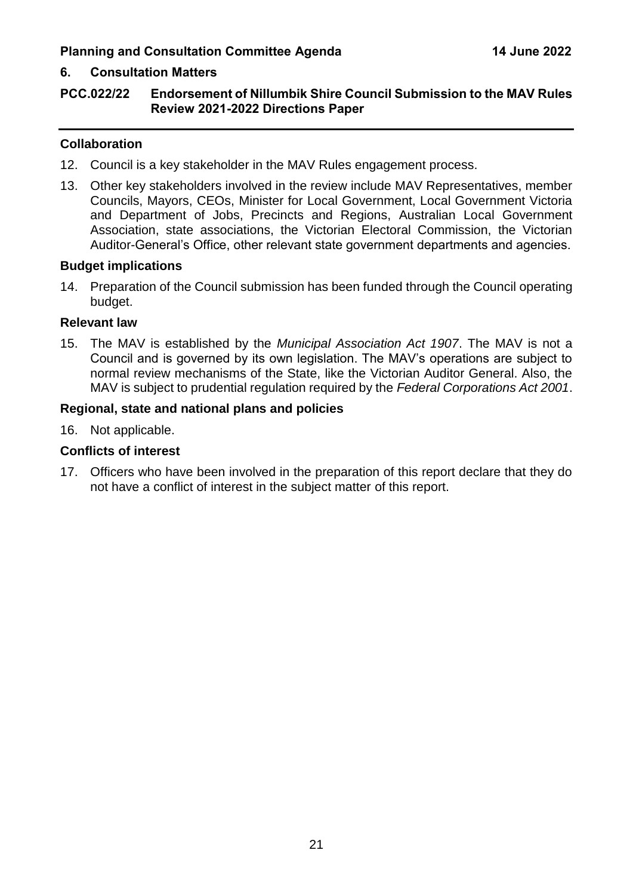## 6. Consultation Matters

### PCC.022/22 Endorsement of Nillumbik Shire Council Submission to the MAV Rules Review 2021-2022 Directions Paper

---

**Collaboration**

12. Council is a key stakeholder in the MAV Rules engagement process.
13. Other key stakeholders involved in the review include MAV Representatives, member Councils, Mayors, CEOs, Minister for Local Government, Local Government Victoria and Department of Jobs, Precincts and Regions, Australian Local Government Association, state associations, the Victorian Electoral Commission, the Victorian Auditor-General's Office, other relevant state government departments and agencies.

**Budget implications**

14. Preparation of the Council submission has been funded through the Council operating budget.

**Relevant law**

15. The MAV is established by the *Municipal Association Act 1907*. The MAV is not a Council and is governed by its own legislation. The MAV's operations are subject to normal review mechanisms of the State, like the Victorian Auditor General. Also, the MAV is subject to prudential regulation required by the *Federal Corporations Act 2001*.

**Regional, state and national plans and policies**

16. Not applicable.

**Conflicts of interest**

17. Officers who have been involved in the preparation of this report declare that they do not have a conflict of interest in the subject matter of this report.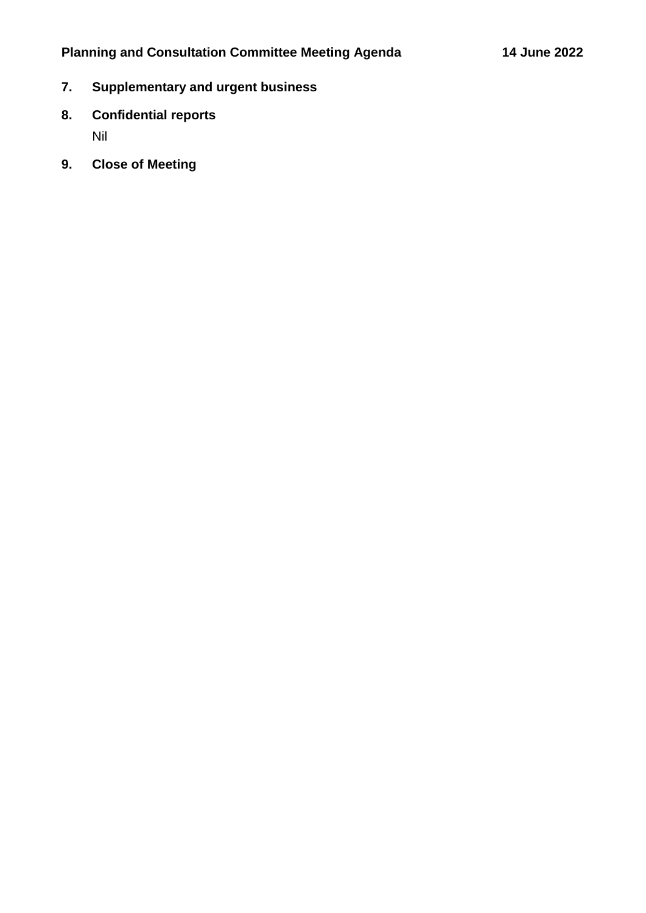## 7. Supplementary and urgent business

## 8. Confidential reports

Nil

## 9. Close of Meeting